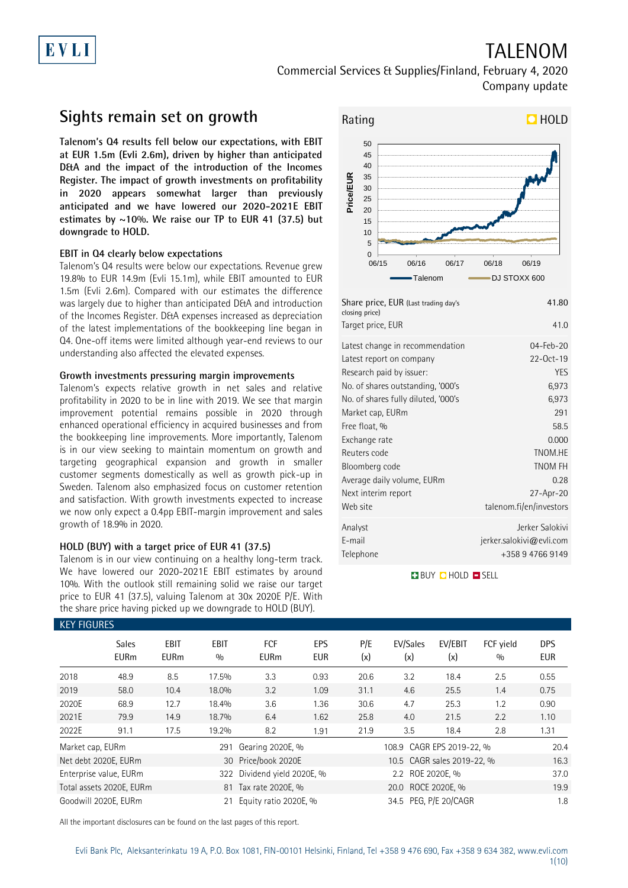# TALENOM

Commercial Services & Supplies/Finland, February 4, 2020

Company update

## Sights remain set on growth

**Talenom's Q4 results fell below our expectations, with EBIT at EUR 1.5m (Evli 2.6m), driven by higher than anticipated D&A and the impact of the introduction of the Incomes Register. The impact of growth investments on profitability in 2020 appears somewhat larger than previously anticipated and we have lowered our 2020-2021E EBIT estimates by ~10%. We raise our TP to EUR 41 (37.5) but downgrade to HOLD.**

### EBIT in Q4 clearly below expectations

Talenom's Q4 results were below our expectations. Revenue grew 19.8% to EUR 14.9m (Evli 15.1m), while EBIT amounted to EUR 1.5m (Evli 2.6m). Compared with our estimates the difference was largely due to higher than anticipated D&A and introduction of the Incomes Register. D&A expenses increased as depreciation of the latest implementations of the bookkeeping line began in Q4. One-off items were limited although year-end reviews to our understanding also affected the elevated expenses.

### Growth investments pressuring margin improvements

Talenom's expects relative growth in net sales and relative profitability in 2020 to be in line with 2019. We see that margin improvement potential remains possible in 2020 through enhanced operational efficiency in acquired businesses and from the bookkeeping line improvements. More importantly, Talenom is in our view seeking to maintain momentum on growth and targeting geographical expansion and growth in smaller customer segments domestically as well as growth pick-up in Sweden. Talenom also emphasized focus on customer retention and satisfaction. With growth investments expected to increase we now only expect a 0.4pp EBIT-margin improvement and sales growth of 18.9% in 2020.

### HOLD (BUY) with a target price of EUR 41 (37.5)

Talenom is in our view continuing on a healthy long-term track. We have lowered our 2020-2021E EBIT estimates by around 10%. With the outlook still remaining solid we raise our target price to EUR 41 (37.5), valuing Talenom at 30x 2020E P/E. With the share price having picked up we downgrade to HOLD (BUY).

**Rating: HOLD**

| | |
|---|---|
| Share price, EUR (Last trading day's closing price) | 41.80 |
| Target price, EUR | 41.0 |
| Latest change in recommendation | 04-Feb-20 |
| Latest report on company | 22-Oct-19 |
| Research paid by issuer: | YES |
| No. of shares outstanding, '000's | 6,973 |
| No. of shares fully diluted, '000's | 6,973 |
| Market cap, EURm | 291 |
| Free float, % | 58.5 |
| Exchange rate | 0.000 |
| Reuters code | TNOM.HE |
| Bloomberg code | TNOM FH |
| Average daily volume, EURm | 0.28 |
| Next interim report | 27-Apr-20 |
| Web site | talenom.fi/en/investors |
| Analyst | Jerker Salokivi |
| E-mail | jerker.salokivi@evli.com |
| Telephone | +358 9 4766 9149 |

BUY HOLD SELL

### KEY FIGURES

| | Sales EURm | EBIT EURm | EBIT % | FCF EURm | EPS EUR | P/E (x) | EV/Sales (x) | EV/EBIT (x) | FCF yield % | DPS EUR |
|---|---|---|---|---|---|---|---|---|---|---|
| 2018 | 48.9 | 8.5 | 17.5% | 3.3 | 0.93 | 20.6 | 3.2 | 18.4 | 2.5 | 0.55 |
| 2019 | 58.0 | 10.4 | 18.0% | 3.2 | 1.09 | 31.1 | 4.6 | 25.5 | 1.4 | 0.75 |
| 2020E | 68.9 | 12.7 | 18.4% | 3.6 | 1.36 | 30.6 | 4.7 | 25.3 | 1.2 | 0.90 |
| 2021E | 79.9 | 14.9 | 18.7% | 6.4 | 1.62 | 25.8 | 4.0 | 21.5 | 2.2 | 1.10 |
| 2022E | 91.1 | 17.5 | 19.2% | 8.2 | 1.91 | 21.9 | 3.5 | 18.4 | 2.8 | 1.31 |

| | | | | | |
|---|---|---|---|---|---|
| Market cap, EURm | 291 | Gearing 2020E, % | 108.9 | CAGR EPS 2019-22, % | 20.4 |
| Net debt 2020E, EURm | 30 | Price/book 2020E | 10.5 | CAGR sales 2019-22, % | 16.3 |
| Enterprise value, EURm | 322 | Dividend yield 2020E, % | 2.2 | ROE 2020E, % | 37.0 |
| Total assets 2020E, EURm | 81 | Tax rate 2020E, % | 20.0 | ROCE 2020E, % | 19.9 |
| Goodwill 2020E, EURm | 21 | Equity ratio 2020E, % | 34.5 | PEG, P/E 20/CAGR | 1.8 |

All the important disclosures can be found on the last pages of this report.

Evli Bank Plc, Aleksanterinkatu 19 A, P.O. Box 1081, FIN-00101 Helsinki, Finland, Tel +358 9 476 690, Fax +358 9 634 382, www.evli.com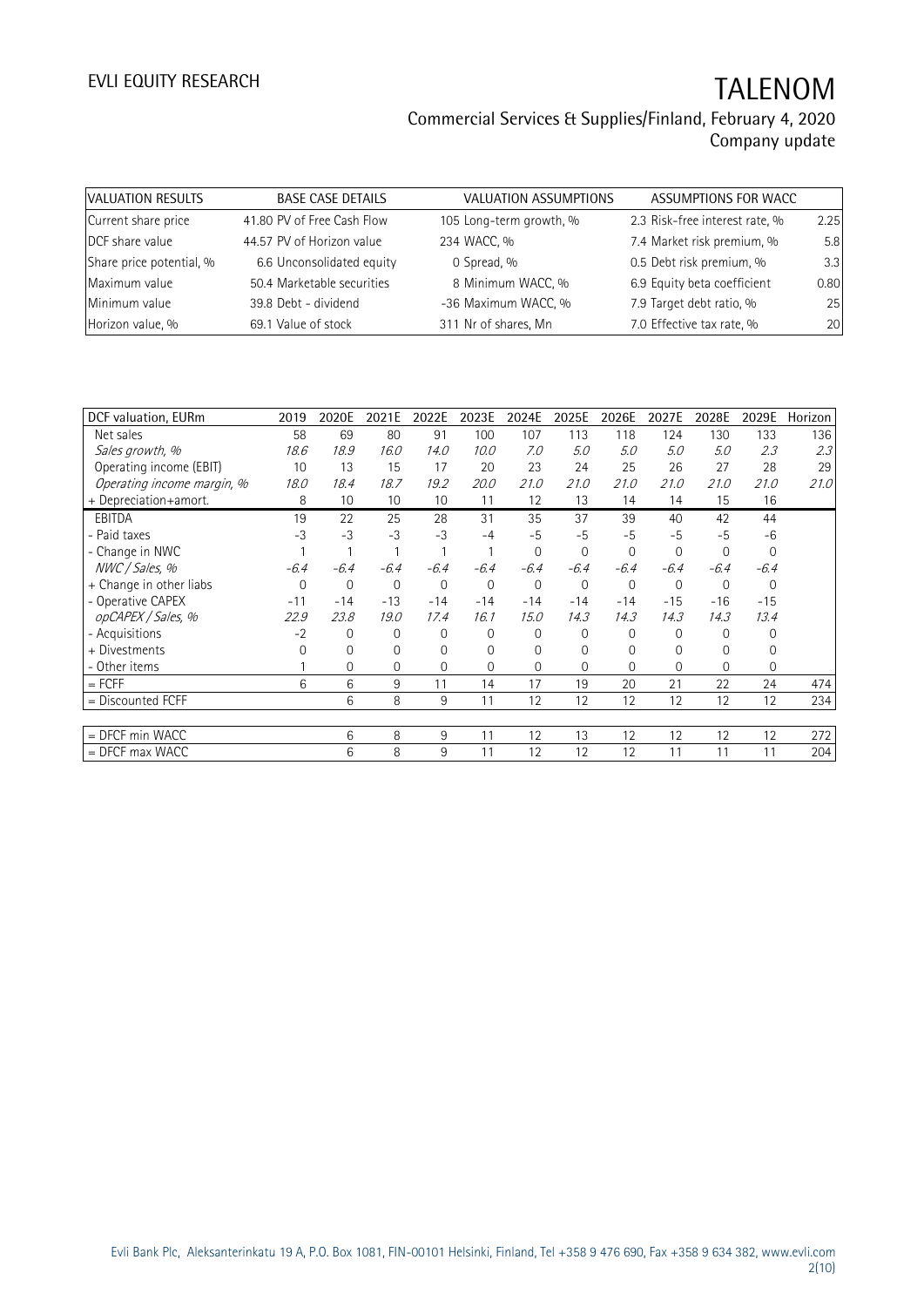# TALENOM

Commercial Services & Supplies/Finland, February 4, 2020
Company update

| VALUATION RESULTS | | BASE CASE DETAILS | | VALUATION ASSUMPTIONS | | ASSUMPTIONS FOR WACC | |
|---|---|---|---|---|---|---|---|
| Current share price | 41.80 | PV of Free Cash Flow | 105 | Long-term growth, % | 2.3 | Risk-free interest rate, % | 2.25 |
| DCF share value | 44.57 | PV of Horizon value | 234 | WACC, % | 7.4 | Market risk premium, % | 5.8 |
| Share price potential, % | 6.6 | Unconsolidated equity | 0 | Spread, % | 0.5 | Debt risk premium, % | 3.3 |
| Maximum value | 50.4 | Marketable securities | 8 | Minimum WACC, % | 6.9 | Equity beta coefficient | 0.80 |
| Minimum value | 39.8 | Debt - dividend | -36 | Maximum WACC, % | 7.9 | Target debt ratio, % | 25 |
| Horizon value, % | 69.1 | Value of stock | 311 | Nr of shares, Mn | 7.0 | Effective tax rate, % | 20 |

| DCF valuation, EURm | 2019 | 2020E | 2021E | 2022E | 2023E | 2024E | 2025E | 2026E | 2027E | 2028E | 2029E | Horizon |
|---|---|---|---|---|---|---|---|---|---|---|---|---|
| Net sales | 58 | 69 | 80 | 91 | 100 | 107 | 113 | 118 | 124 | 130 | 133 | 136 |
| *Sales growth, %* | *18.6* | *18.9* | *16.0* | *14.0* | *10.0* | *7.0* | *5.0* | *5.0* | *5.0* | *5.0* | *2.3* | *2.3* |
| Operating income (EBIT) | 10 | 13 | 15 | 17 | 20 | 23 | 24 | 25 | 26 | 27 | 28 | 29 |
| *Operating income margin, %* | *18.0* | *18.4* | *18.7* | *19.2* | *20.0* | *21.0* | *21.0* | *21.0* | *21.0* | *21.0* | *21.0* | *21.0* |
| + Depreciation+amort. | 8 | 10 | 10 | 10 | 11 | 12 | 13 | 14 | 14 | 15 | 16 | |
| EBITDA | 19 | 22 | 25 | 28 | 31 | 35 | 37 | 39 | 40 | 42 | 44 | |
| - Paid taxes | -3 | -3 | -3 | -3 | -4 | -5 | -5 | -5 | -5 | -5 | -6 | |
| - Change in NWC | 1 | 1 | 1 | 1 | 1 | 0 | 0 | 0 | 0 | 0 | 0 | |
| *NWC / Sales, %* | *-6.4* | *-6.4* | *-6.4* | *-6.4* | *-6.4* | *-6.4* | *-6.4* | *-6.4* | *-6.4* | *-6.4* | *-6.4* | |
| + Change in other liabs | 0 | 0 | 0 | 0 | 0 | 0 | 0 | 0 | 0 | 0 | 0 | |
| - Operative CAPEX | -11 | -14 | -13 | -14 | -14 | -14 | -14 | -14 | -15 | -16 | -15 | |
| *opCAPEX / Sales, %* | *22.9* | *23.8* | *19.0* | *17.4* | *16.1* | *15.0* | *14.3* | *14.3* | *14.3* | *14.3* | *13.4* | |
| - Acquisitions | -2 | 0 | 0 | 0 | 0 | 0 | 0 | 0 | 0 | 0 | 0 | |
| + Divestments | 0 | 0 | 0 | 0 | 0 | 0 | 0 | 0 | 0 | 0 | 0 | |
| - Other items | 1 | 0 | 0 | 0 | 0 | 0 | 0 | 0 | 0 | 0 | 0 | |
| = FCFF | 6 | 6 | 9 | 11 | 14 | 17 | 19 | 20 | 21 | 22 | 24 | 474 |
| = Discounted FCFF | | 6 | 8 | 9 | 11 | 12 | 12 | 12 | 12 | 12 | 12 | 234 |
| | | | | | | | | | | | | |
| = DFCF min WACC | | 6 | 8 | 9 | 11 | 12 | 13 | 12 | 12 | 12 | 12 | 272 |
| = DFCF max WACC | | 6 | 8 | 9 | 11 | 12 | 12 | 12 | 11 | 11 | 11 | 204 |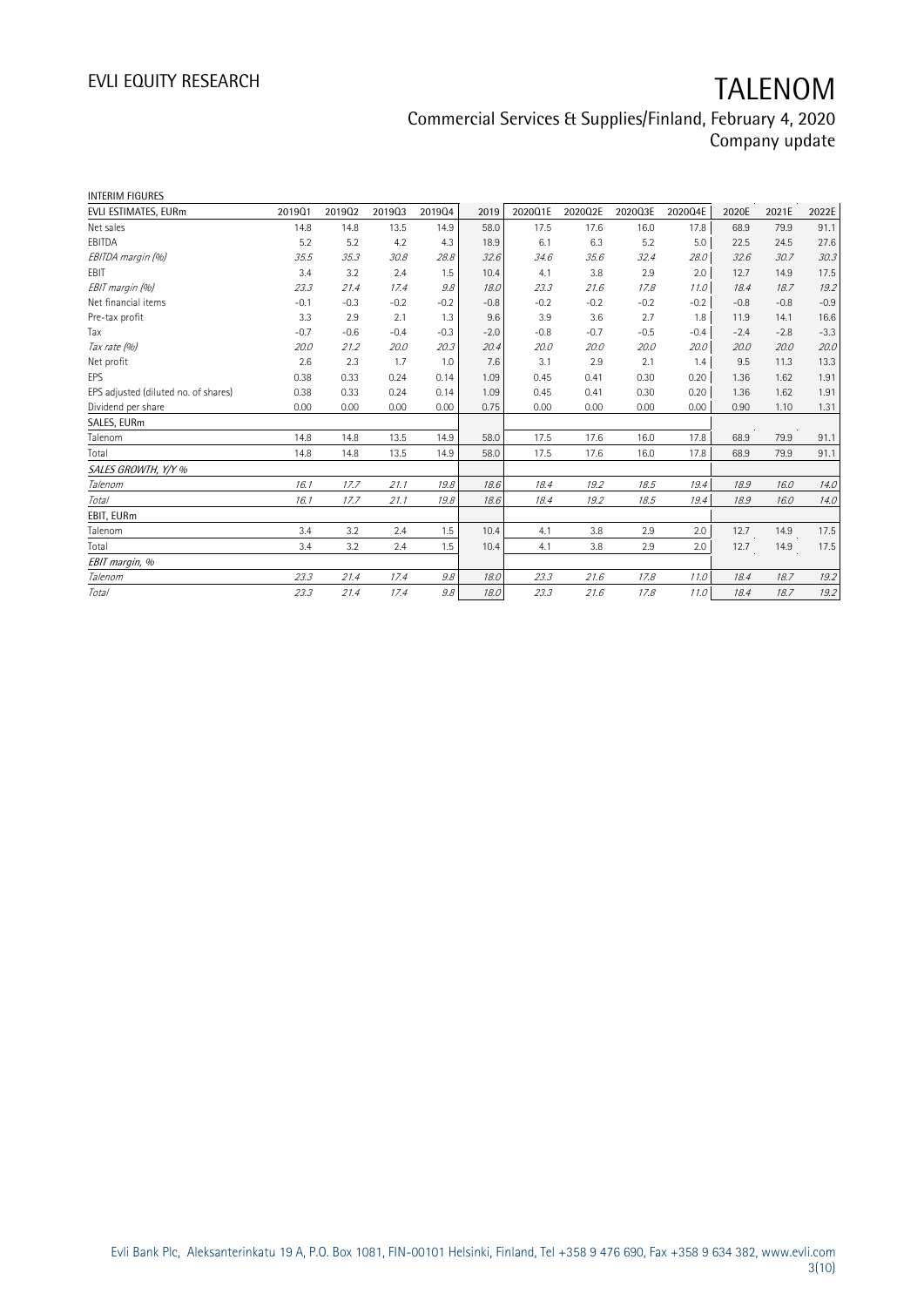INTERIM FIGURES

| EVLI ESTIMATES, EURm | 2019Q1 | 2019Q2 | 2019Q3 | 2019Q4 | 2019 | 2020Q1E | 2020Q2E | 2020Q3E | 2020Q4E | 2020E | 2021E | 2022E |
|---|---|---|---|---|---|---|---|---|---|---|---|---|
| Net sales | 14.8 | 14.8 | 13.5 | 14.9 | 58.0 | 17.5 | 17.6 | 16.0 | 17.8 | 68.9 | 79.9 | 91.1 |
| EBITDA | 5.2 | 5.2 | 4.2 | 4.3 | 18.9 | 6.1 | 6.3 | 5.2 | 5.0 | 22.5 | 24.5 | 27.6 |
| *EBITDA margin (%)* | *35.5* | *35.3* | *30.8* | *28.8* | *32.6* | *34.6* | *35.6* | *32.4* | *28.0* | *32.6* | *30.7* | *30.3* |
| EBIT | 3.4 | 3.2 | 2.4 | 1.5 | 10.4 | 4.1 | 3.8 | 2.9 | 2.0 | 12.7 | 14.9 | 17.5 |
| *EBIT margin (%)* | *23.3* | *21.4* | *17.4* | *9.8* | *18.0* | *23.3* | *21.6* | *17.8* | *11.0* | *18.4* | *18.7* | *19.2* |
| Net financial items | -0.1 | -0.3 | -0.2 | -0.2 | -0.8 | -0.2 | -0.2 | -0.2 | -0.2 | -0.8 | -0.8 | -0.9 |
| Pre-tax profit | 3.3 | 2.9 | 2.1 | 1.3 | 9.6 | 3.9 | 3.6 | 2.7 | 1.8 | 11.9 | 14.1 | 16.6 |
| Tax | -0.7 | -0.6 | -0.4 | -0.3 | -2.0 | -0.8 | -0.7 | -0.5 | -0.4 | -2.4 | -2.8 | -3.3 |
| *Tax rate (%)* | *20.0* | *21.2* | *20.0* | *20.3* | *20.4* | *20.0* | *20.0* | *20.0* | *20.0* | *20.0* | *20.0* | *20.0* |
| Net profit | 2.6 | 2.3 | 1.7 | 1.0 | 7.6 | 3.1 | 2.9 | 2.1 | 1.4 | 9.5 | 11.3 | 13.3 |
| EPS | 0.38 | 0.33 | 0.24 | 0.14 | 1.09 | 0.45 | 0.41 | 0.30 | 0.20 | 1.36 | 1.62 | 1.91 |
| EPS adjusted (diluted no. of shares) | 0.38 | 0.33 | 0.24 | 0.14 | 1.09 | 0.45 | 0.41 | 0.30 | 0.20 | 1.36 | 1.62 | 1.91 |
| Dividend per share | 0.00 | 0.00 | 0.00 | 0.00 | 0.75 | 0.00 | 0.00 | 0.00 | 0.00 | 0.90 | 1.10 | 1.31 |
| SALES, EURm | | | | | | | | | | | | |
| Talenom | 14.8 | 14.8 | 13.5 | 14.9 | 58.0 | 17.5 | 17.6 | 16.0 | 17.8 | 68.9 | 79.9 | 91.1 |
| Total | 14.8 | 14.8 | 13.5 | 14.9 | 58.0 | 17.5 | 17.6 | 16.0 | 17.8 | 68.9 | 79.9 | 91.1 |
| *SALES GROWTH, Y/Y %* | | | | | | | | | | | | |
| *Talenom* | *16.1* | *17.7* | *21.1* | *19.8* | *18.6* | *18.4* | *19.2* | *18.5* | *19.4* | *18.9* | *16.0* | *14.0* |
| *Total* | *16.1* | *17.7* | *21.1* | *19.8* | *18.6* | *18.4* | *19.2* | *18.5* | *19.4* | *18.9* | *16.0* | *14.0* |
| EBIT, EURm | | | | | | | | | | | | |
| Talenom | 3.4 | 3.2 | 2.4 | 1.5 | 10.4 | 4.1 | 3.8 | 2.9 | 2.0 | 12.7 | 14.9 | 17.5 |
| Total | 3.4 | 3.2 | 2.4 | 1.5 | 10.4 | 4.1 | 3.8 | 2.9 | 2.0 | 12.7 | 14.9 | 17.5 |
| *EBIT margin, %* | | | | | | | | | | | | |
| *Talenom* | *23.3* | *21.4* | *17.4* | *9.8* | *18.0* | *23.3* | *21.6* | *17.8* | *11.0* | *18.4* | *18.7* | *19.2* |
| *Total* | *23.3* | *21.4* | *17.4* | *9.8* | *18.0* | *23.3* | *21.6* | *17.8* | *11.0* | *18.4* | *18.7* | *19.2* |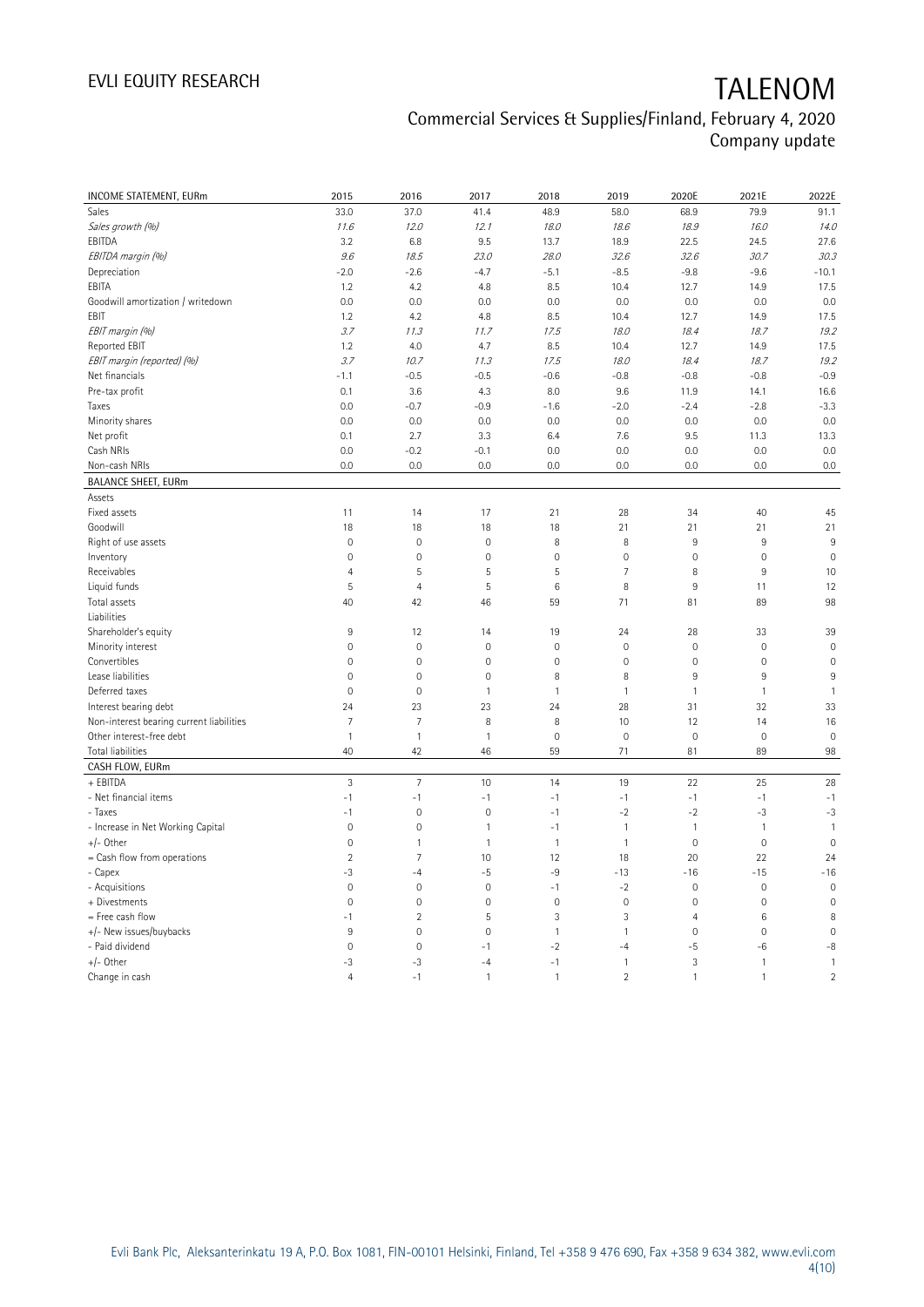# TALENOM

Commercial Services & Supplies/Finland, February 4, 2020
Company update

| INCOME STATEMENT, EURm | 2015 | 2016 | 2017 | 2018 | 2019 | 2020E | 2021E | 2022E |
|---|---|---|---|---|---|---|---|---|
| Sales | 33.0 | 37.0 | 41.4 | 48.9 | 58.0 | 68.9 | 79.9 | 91.1 |
| *Sales growth (%)* | *11.6* | *12.0* | *12.1* | *18.0* | *18.6* | *18.9* | *16.0* | *14.0* |
| EBITDA | 3.2 | 6.8 | 9.5 | 13.7 | 18.9 | 22.5 | 24.5 | 27.6 |
| *EBITDA margin (%)* | *9.6* | *18.5* | *23.0* | *28.0* | *32.6* | *32.6* | *30.7* | *30.3* |
| Depreciation | -2.0 | -2.6 | -4.7 | -5.1 | -8.5 | -9.8 | -9.6 | -10.1 |
| EBITA | 1.2 | 4.2 | 4.8 | 8.5 | 10.4 | 12.7 | 14.9 | 17.5 |
| Goodwill amortization / writedown | 0.0 | 0.0 | 0.0 | 0.0 | 0.0 | 0.0 | 0.0 | 0.0 |
| EBIT | 1.2 | 4.2 | 4.8 | 8.5 | 10.4 | 12.7 | 14.9 | 17.5 |
| *EBIT margin (%)* | *3.7* | *11.3* | *11.7* | *17.5* | *18.0* | *18.4* | *18.7* | *19.2* |
| Reported EBIT | 1.2 | 4.0 | 4.7 | 8.5 | 10.4 | 12.7 | 14.9 | 17.5 |
| *EBIT margin (reported) (%)* | *3.7* | *10.7* | *11.3* | *17.5* | *18.0* | *18.4* | *18.7* | *19.2* |
| Net financials | -1.1 | -0.5 | -0.5 | -0.6 | -0.8 | -0.8 | -0.8 | -0.9 |
| Pre-tax profit | 0.1 | 3.6 | 4.3 | 8.0 | 9.6 | 11.9 | 14.1 | 16.6 |
| Taxes | 0.0 | -0.7 | -0.9 | -1.6 | -2.0 | -2.4 | -2.8 | -3.3 |
| Minority shares | 0.0 | 0.0 | 0.0 | 0.0 | 0.0 | 0.0 | 0.0 | 0.0 |
| Net profit | 0.1 | 2.7 | 3.3 | 6.4 | 7.6 | 9.5 | 11.3 | 13.3 |
| Cash NRIs | 0.0 | -0.2 | -0.1 | 0.0 | 0.0 | 0.0 | 0.0 | 0.0 |
| Non-cash NRIs | 0.0 | 0.0 | 0.0 | 0.0 | 0.0 | 0.0 | 0.0 | 0.0 |
| **BALANCE SHEET, EURm** | | | | | | | | |
| Assets | | | | | | | | |
| Fixed assets | 11 | 14 | 17 | 21 | 28 | 34 | 40 | 45 |
| Goodwill | 18 | 18 | 18 | 18 | 21 | 21 | 21 | 21 |
| Right of use assets | 0 | 0 | 0 | 8 | 8 | 9 | 9 | 9 |
| Inventory | 0 | 0 | 0 | 0 | 0 | 0 | 0 | 0 |
| Receivables | 4 | 5 | 5 | 5 | 7 | 8 | 9 | 10 |
| Liquid funds | 5 | 4 | 5 | 6 | 8 | 9 | 11 | 12 |
| Total assets | 40 | 42 | 46 | 59 | 71 | 81 | 89 | 98 |
| Liabilities | | | | | | | | |
| Shareholder's equity | 9 | 12 | 14 | 19 | 24 | 28 | 33 | 39 |
| Minority interest | 0 | 0 | 0 | 0 | 0 | 0 | 0 | 0 |
| Convertibles | 0 | 0 | 0 | 0 | 0 | 0 | 0 | 0 |
| Lease liabilities | 0 | 0 | 0 | 8 | 8 | 9 | 9 | 9 |
| Deferred taxes | 0 | 0 | 1 | 1 | 1 | 1 | 1 | 1 |
| Interest bearing debt | 24 | 23 | 23 | 24 | 28 | 31 | 32 | 33 |
| Non-interest bearing current liabilities | 7 | 7 | 8 | 8 | 10 | 12 | 14 | 16 |
| Other interest-free debt | 1 | 1 | 1 | 0 | 0 | 0 | 0 | 0 |
| Total liabilities | 40 | 42 | 46 | 59 | 71 | 81 | 89 | 98 |
| **CASH FLOW, EURm** | | | | | | | | |
| + EBITDA | 3 | 7 | 10 | 14 | 19 | 22 | 25 | 28 |
| - Net financial items | -1 | -1 | -1 | -1 | -1 | -1 | -1 | -1 |
| - Taxes | -1 | 0 | 0 | -1 | -2 | -2 | -3 | -3 |
| - Increase in Net Working Capital | 0 | 0 | 1 | -1 | 1 | 1 | 1 | 1 |
| +/- Other | 0 | 1 | 1 | 1 | 1 | 0 | 0 | 0 |
| = Cash flow from operations | 2 | 7 | 10 | 12 | 18 | 20 | 22 | 24 |
| - Capex | -3 | -4 | -5 | -9 | -13 | -16 | -15 | -16 |
| - Acquisitions | 0 | 0 | 0 | -1 | -2 | 0 | 0 | 0 |
| + Divestments | 0 | 0 | 0 | 0 | 0 | 0 | 0 | 0 |
| = Free cash flow | -1 | 2 | 5 | 3 | 3 | 4 | 6 | 8 |
| +/- New issues/buybacks | 9 | 0 | 0 | 1 | 1 | 0 | 0 | 0 |
| - Paid dividend | 0 | 0 | -1 | -2 | -4 | -5 | -6 | -8 |
| +/- Other | -3 | -3 | -4 | -1 | 1 | 3 | 1 | 1 |
| Change in cash | 4 | -1 | 1 | 1 | 2 | 1 | 1 | 2 |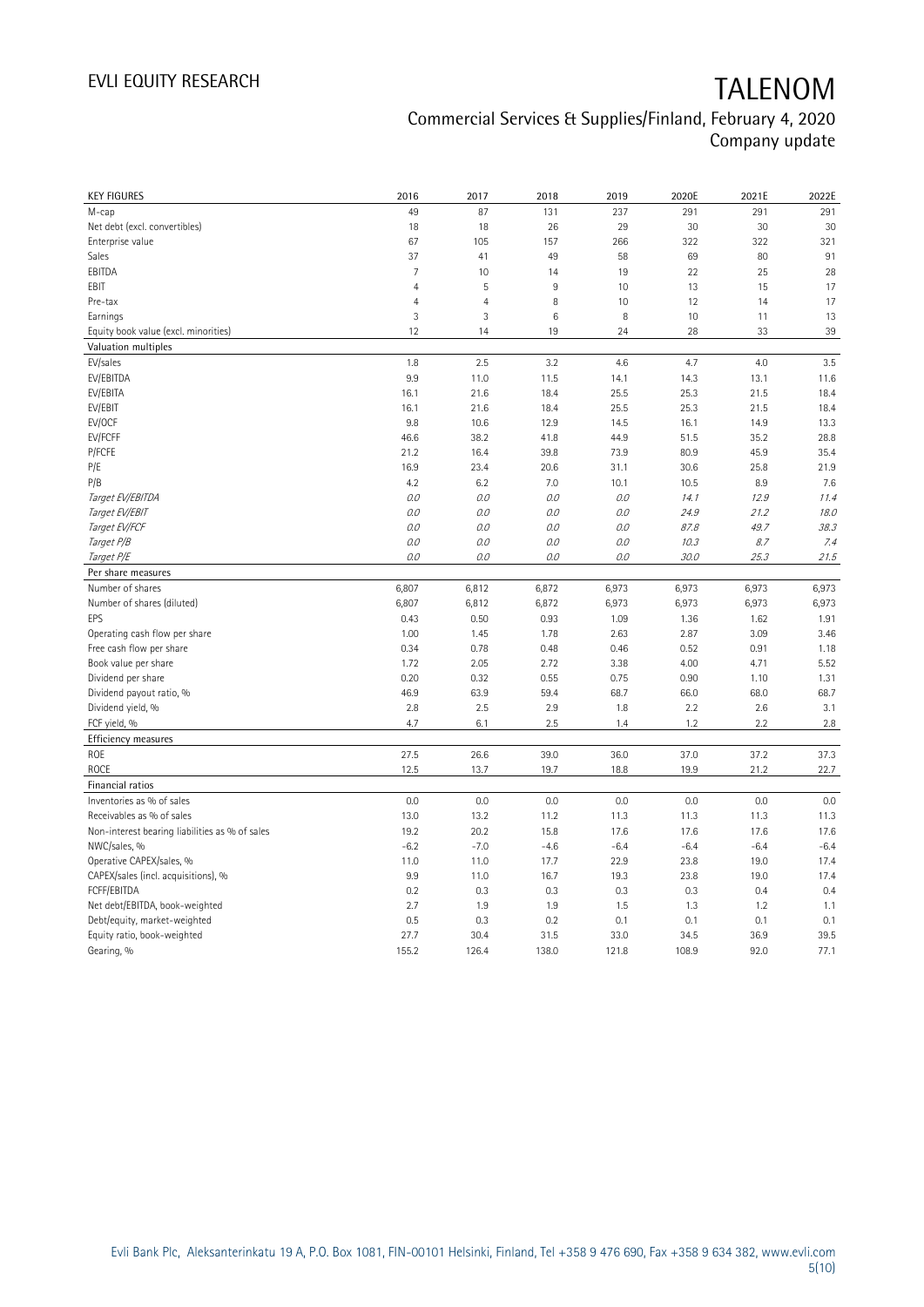# EVLI EQUITY RESEARCH

# TALENOM

## Commercial Services & Supplies/Finland, February 4, 2020
## Company update

| KEY FIGURES | 2016 | 2017 | 2018 | 2019 | 2020E | 2021E | 2022E |
|---|---|---|---|---|---|---|---|
| M-cap | 49 | 87 | 131 | 237 | 291 | 291 | 291 |
| Net debt (excl. convertibles) | 18 | 18 | 26 | 29 | 30 | 30 | 30 |
| Enterprise value | 67 | 105 | 157 | 266 | 322 | 322 | 321 |
| Sales | 37 | 41 | 49 | 58 | 69 | 80 | 91 |
| EBITDA | 7 | 10 | 14 | 19 | 22 | 25 | 28 |
| EBIT | 4 | 5 | 9 | 10 | 13 | 15 | 17 |
| Pre-tax | 4 | 4 | 8 | 10 | 12 | 14 | 17 |
| Earnings | 3 | 3 | 6 | 8 | 10 | 11 | 13 |
| Equity book value (excl. minorities) | 12 | 14 | 19 | 24 | 28 | 33 | 39 |
| **Valuation multiples** | | | | | | | |
| EV/sales | 1.8 | 2.5 | 3.2 | 4.6 | 4.7 | 4.0 | 3.5 |
| EV/EBITDA | 9.9 | 11.0 | 11.5 | 14.1 | 14.3 | 13.1 | 11.6 |
| EV/EBITA | 16.1 | 21.6 | 18.4 | 25.5 | 25.3 | 21.5 | 18.4 |
| EV/EBIT | 16.1 | 21.6 | 18.4 | 25.5 | 25.3 | 21.5 | 18.4 |
| EV/OCF | 9.8 | 10.6 | 12.9 | 14.5 | 16.1 | 14.9 | 13.3 |
| EV/FCFF | 46.6 | 38.2 | 41.8 | 44.9 | 51.5 | 35.2 | 28.8 |
| P/FCFE | 21.2 | 16.4 | 39.8 | 73.9 | 80.9 | 45.9 | 35.4 |
| P/E | 16.9 | 23.4 | 20.6 | 31.1 | 30.6 | 25.8 | 21.9 |
| P/B | 4.2 | 6.2 | 7.0 | 10.1 | 10.5 | 8.9 | 7.6 |
| *Target EV/EBITDA* | *0.0* | *0.0* | *0.0* | *0.0* | *14.1* | *12.9* | *11.4* |
| *Target EV/EBIT* | *0.0* | *0.0* | *0.0* | *0.0* | *24.9* | *21.2* | *18.0* |
| *Target EV/FCF* | *0.0* | *0.0* | *0.0* | *0.0* | *87.8* | *49.7* | *38.3* |
| *Target P/B* | *0.0* | *0.0* | *0.0* | *0.0* | *10.3* | *8.7* | *7.4* |
| *Target P/E* | *0.0* | *0.0* | *0.0* | *0.0* | *30.0* | *25.3* | *21.5* |
| **Per share measures** | | | | | | | |
| Number of shares | 6,807 | 6,812 | 6,872 | 6,973 | 6,973 | 6,973 | 6,973 |
| Number of shares (diluted) | 6,807 | 6,812 | 6,872 | 6,973 | 6,973 | 6,973 | 6,973 |
| EPS | 0.43 | 0.50 | 0.93 | 1.09 | 1.36 | 1.62 | 1.91 |
| Operating cash flow per share | 1.00 | 1.45 | 1.78 | 2.63 | 2.87 | 3.09 | 3.46 |
| Free cash flow per share | 0.34 | 0.78 | 0.48 | 0.46 | 0.52 | 0.91 | 1.18 |
| Book value per share | 1.72 | 2.05 | 2.72 | 3.38 | 4.00 | 4.71 | 5.52 |
| Dividend per share | 0.20 | 0.32 | 0.55 | 0.75 | 0.90 | 1.10 | 1.31 |
| Dividend payout ratio, % | 46.9 | 63.9 | 59.4 | 68.7 | 66.0 | 68.0 | 68.7 |
| Dividend yield, % | 2.8 | 2.5 | 2.9 | 1.8 | 2.2 | 2.6 | 3.1 |
| FCF yield, % | 4.7 | 6.1 | 2.5 | 1.4 | 1.2 | 2.2 | 2.8 |
| **Efficiency measures** | | | | | | | |
| ROE | 27.5 | 26.6 | 39.0 | 36.0 | 37.0 | 37.2 | 37.3 |
| ROCE | 12.5 | 13.7 | 19.7 | 18.8 | 19.9 | 21.2 | 22.7 |
| **Financial ratios** | | | | | | | |
| Inventories as % of sales | 0.0 | 0.0 | 0.0 | 0.0 | 0.0 | 0.0 | 0.0 |
| Receivables as % of sales | 13.0 | 13.2 | 11.2 | 11.3 | 11.3 | 11.3 | 11.3 |
| Non-interest bearing liabilities as % of sales | 19.2 | 20.2 | 15.8 | 17.6 | 17.6 | 17.6 | 17.6 |
| NWC/sales, % | -6.2 | -7.0 | -4.6 | -6.4 | -6.4 | -6.4 | -6.4 |
| Operative CAPEX/sales, % | 11.0 | 11.0 | 17.7 | 22.9 | 23.8 | 19.0 | 17.4 |
| CAPEX/sales (incl. acquisitions), % | 9.9 | 11.0 | 16.7 | 19.3 | 23.8 | 19.0 | 17.4 |
| FCFF/EBITDA | 0.2 | 0.3 | 0.3 | 0.3 | 0.3 | 0.4 | 0.4 |
| Net debt/EBITDA, book-weighted | 2.7 | 1.9 | 1.9 | 1.5 | 1.3 | 1.2 | 1.1 |
| Debt/equity, market-weighted | 0.5 | 0.3 | 0.2 | 0.1 | 0.1 | 0.1 | 0.1 |
| Equity ratio, book-weighted | 27.7 | 30.4 | 31.5 | 33.0 | 34.5 | 36.9 | 39.5 |
| Gearing, % | 155.2 | 126.4 | 138.0 | 121.8 | 108.9 | 92.0 | 77.1 |

Evli Bank Plc, Aleksanterinkatu 19 A, P.O. Box 1081, FIN-00101 Helsinki, Finland, Tel +358 9 476 690, Fax +358 9 634 382, www.evli.com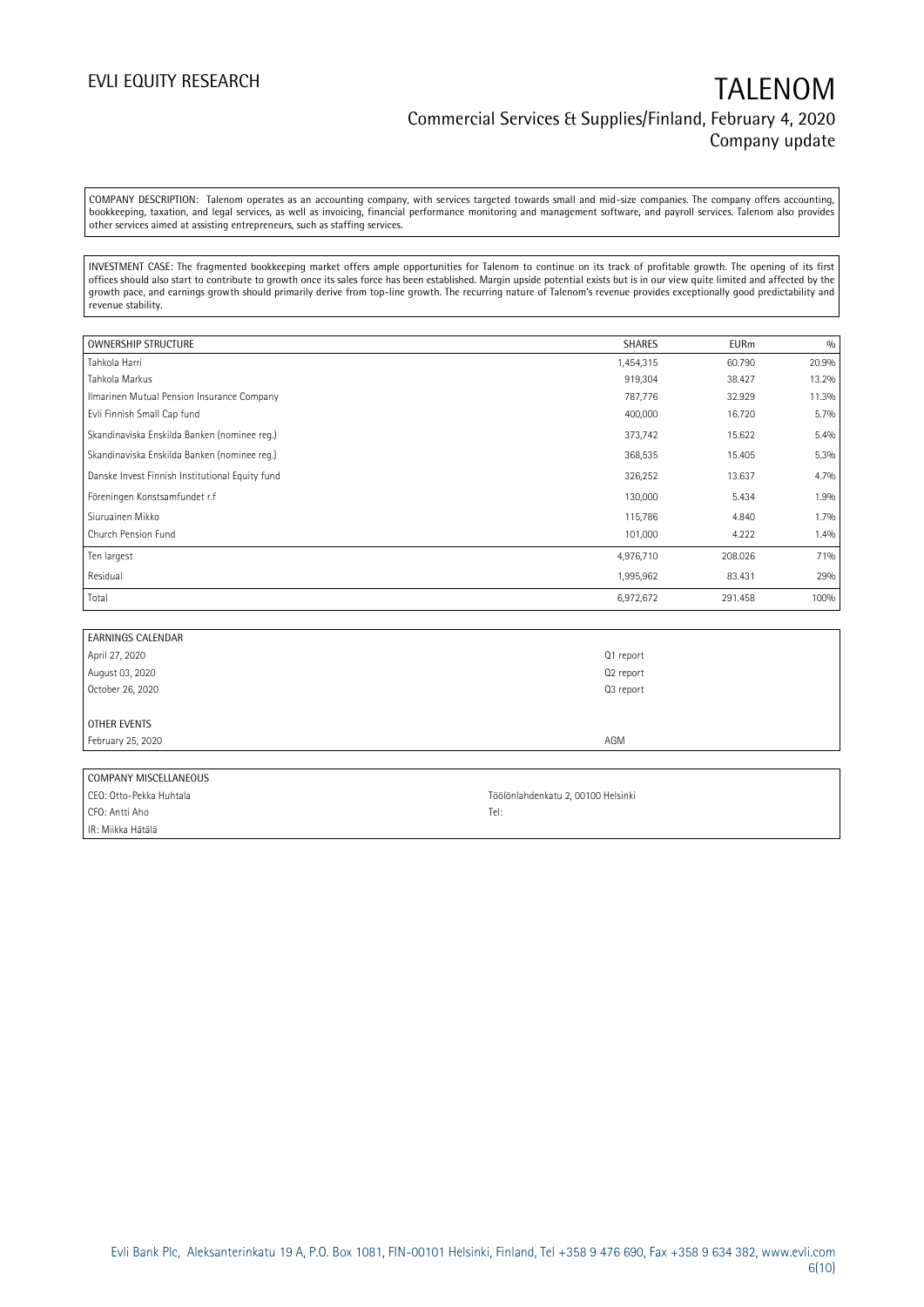COMPANY DESCRIPTION: Talenom operates as an accounting company, with services targeted towards small and mid-size companies. The company offers accounting, bookkeeping, taxation, and legal services, as well as invoicing, financial performance monitoring and management software, and payroll services. Talenom also provides other services aimed at assisting entrepreneurs, such as staffing services.

INVESTMENT CASE: The fragmented bookkeeping market offers ample opportunities for Talenom to continue on its track of profitable growth. The opening of its first offices should also start to contribute to growth once its sales force has been established. Margin upside potential exists but is in our view quite limited and affected by the growth pace, and earnings growth should primarily derive from top-line growth. The recurring nature of Talenom's revenue provides exceptionally good predictability and revenue stability.

| OWNERSHIP STRUCTURE | SHARES | EURm | % |
|---|---|---|---|
| Tahkola Harri | 1,454,315 | 60.790 | 20.9% |
| Tahkola Markus | 919,304 | 38.427 | 13.2% |
| Ilmarinen Mutual Pension Insurance Company | 787,776 | 32.929 | 11.3% |
| Evli Finnish Small Cap fund | 400,000 | 16.720 | 5.7% |
| Skandinaviska Enskilda Banken (nominee reg.) | 373,742 | 15.622 | 5.4% |
| Skandinaviska Enskilda Banken (nominee reg.) | 368,535 | 15.405 | 5.3% |
| Danske Invest Finnish Institutional Equity fund | 326,252 | 13.637 | 4.7% |
| Föreningen Konstsamfundet r.f | 130,000 | 5.434 | 1.9% |
| Siuruainen Mikko | 115,786 | 4.840 | 1.7% |
| Church Pension Fund | 101,000 | 4.222 | 1.4% |
| Ten largest | 4,976,710 | 208.026 | 71% |
| Residual | 1,995,962 | 83.431 | 29% |
| Total | 6,972,672 | 291.458 | 100% |

| EARNINGS CALENDAR | |
|---|---|
| April 27, 2020 | Q1 report |
| August 03, 2020 | Q2 report |
| October 26, 2020 | Q3 report |
| | |
| OTHER EVENTS | |
| February 25, 2020 | AGM |

| COMPANY MISCELLANEOUS | |
|---|---|
| CEO: Otto-Pekka Huhtala | Töölönlahdenkatu 2, 00100 Helsinki |
| CFO: Antti Aho | Tel: |
| IR: Miikka Hätälä | |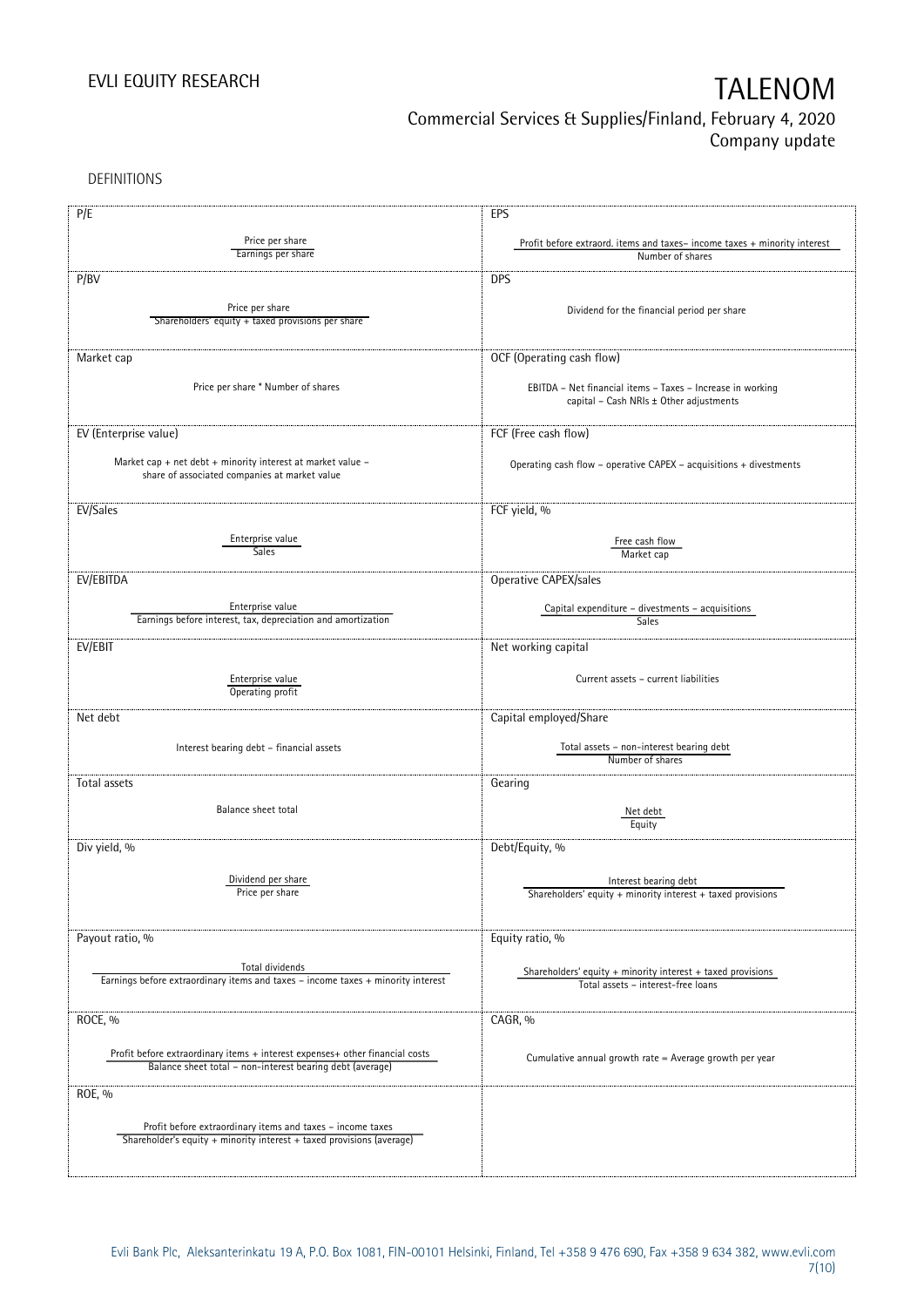DEFINITIONS

| P/E | EPS |
|---|---|
| $\frac{\text{Price per share}}{\text{Earnings per share}}$ | $\frac{\text{Profit before extraord. items and taxes – income taxes + minority interest}}{\text{Number of shares}}$ |
| **P/BV** | **DPS** |
| $\frac{\text{Price per share}}{\text{Shareholders' equity + taxed provisions per share}}$ | Dividend for the financial period per share |
| **Market cap** | **OCF (Operating cash flow)** |
| Price per share * Number of shares | EBITDA – Net financial items – Taxes – Increase in working capital – Cash NRIs ± Other adjustments |
| **EV (Enterprise value)** | **FCF (Free cash flow)** |
| Market cap + net debt + minority interest at market value – share of associated companies at market value | Operating cash flow – operative CAPEX – acquisitions + divestments |
| **EV/Sales** | **FCF yield, %** |
| $\frac{\text{Enterprise value}}{\text{Sales}}$ | $\frac{\text{Free cash flow}}{\text{Market cap}}$ |
| **EV/EBITDA** | **Operative CAPEX/sales** |
| $\frac{\text{Enterprise value}}{\text{Earnings before interest, tax, depreciation and amortization}}$ | $\frac{\text{Capital expenditure – divestments – acquisitions}}{\text{Sales}}$ |
| **EV/EBIT** | **Net working capital** |
| $\frac{\text{Enterprise value}}{\text{Operating profit}}$ | Current assets – current liabilities |
| **Net debt** | **Capital employed/Share** |
| Interest bearing debt – financial assets | $\frac{\text{Total assets – non-interest bearing debt}}{\text{Number of shares}}$ |
| **Total assets** | **Gearing** |
| Balance sheet total | $\frac{\text{Net debt}}{\text{Equity}}$ |
| **Div yield, %** | **Debt/Equity, %** |
| $\frac{\text{Dividend per share}}{\text{Price per share}}$ | $\frac{\text{Interest bearing debt}}{\text{Shareholders' equity + minority interest + taxed provisions}}$ |
| **Payout ratio, %** | **Equity ratio, %** |
| $\frac{\text{Total dividends}}{\text{Earnings before extraordinary items and taxes – income taxes + minority interest}}$ | $\frac{\text{Shareholders' equity + minority interest + taxed provisions}}{\text{Total assets – interest-free loans}}$ |
| **ROCE, %** | **CAGR, %** |
| $\frac{\text{Profit before extraordinary items + interest expenses+ other financial costs}}{\text{Balance sheet total – non-interest bearing debt (average)}}$ | Cumulative annual growth rate = Average growth per year |
| **ROE, %** | |
| $\frac{\text{Profit before extraordinary items and taxes – income taxes}}{\text{Shareholder's equity + minority interest + taxed provisions (average)}}$ | |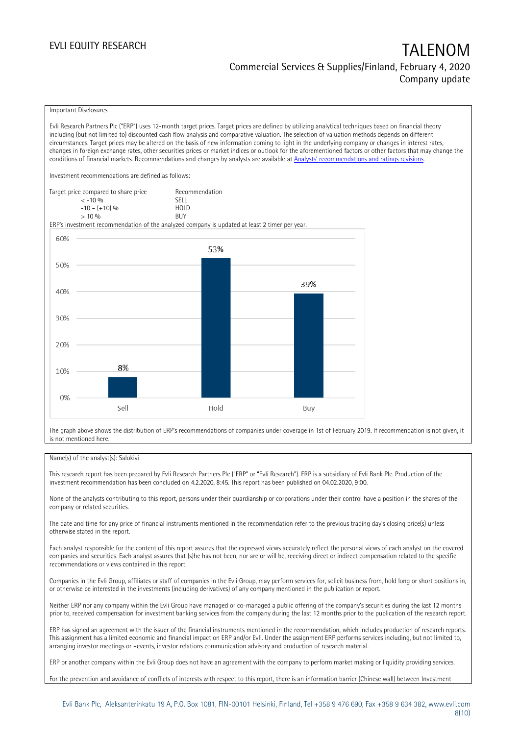Important Disclosures

Evli Research Partners Plc ("ERP") uses 12-month target prices. Target prices are defined by utilizing analytical techniques based on financial theory including (but not limited to) discounted cash flow analysis and comparative valuation. The selection of valuation methods depends on different circumstances. Target prices may be altered on the basis of new information coming to light in the underlying company or changes in interest rates, changes in foreign exchange rates, other securities prices or market indices or outlook for the aforementioned factors or other factors that may change the conditions of financial markets. Recommendations and changes by analysts are available at [Analysts' recommendations and ratings revisions](#).

Investment recommendations are defined as follows:

| Target price compared to share price | Recommendation |
|---|---|
| < -10 % | SELL |
| -10 – (+10) % | HOLD |
| > 10 % | BUY |

ERP's investment recommendation of the analyzed company is updated at least 2 timer per year.

| | Sell | Hold | Buy |
|---|---|---|---|
| Share of recommendations | 8% | 53% | 39% |

The graph above shows the distribution of ERP's recommendations of companies under coverage in 1st of February 2019. If recommendation is not given, it is not mentioned here.

Name(s) of the analyst(s): Salokivi

This research report has been prepared by Evli Research Partners Plc ("ERP" or "Evli Research"). ERP is a subsidiary of Evli Bank Plc. Production of the investment recommendation has been concluded on 4.2.2020, 8:45. This report has been published on 04.02.2020, 9:00.

None of the analysts contributing to this report, persons under their guardianship or corporations under their control have a position in the shares of the company or related securities.

The date and time for any price of financial instruments mentioned in the recommendation refer to the previous trading day's closing price(s) unless otherwise stated in the report.

Each analyst responsible for the content of this report assures that the expressed views accurately reflect the personal views of each analyst on the covered companies and securities. Each analyst assures that (s)he has not been, nor are or will be, receiving direct or indirect compensation related to the specific recommendations or views contained in this report.

Companies in the Evli Group, affiliates or staff of companies in the Evli Group, may perform services for, solicit business from, hold long or short positions in, or otherwise be interested in the investments (including derivatives) of any company mentioned in the publication or report.

Neither ERP nor any company within the Evli Group have managed or co-managed a public offering of the company's securities during the last 12 months prior to, received compensation for investment banking services from the company during the last 12 months prior to the publication of the research report.

ERP has signed an agreement with the issuer of the financial instruments mentioned in the recommendation, which includes production of research reports. This assignment has a limited economic and financial impact on ERP and/or Evli. Under the assignment ERP performs services including, but not limited to, arranging investor meetings or –events, investor relations communication advisory and production of research material.

ERP or another company within the Evli Group does not have an agreement with the company to perform market making or liquidity providing services.

For the prevention and avoidance of conflicts of interests with respect to this report, there is an information barrier (Chinese wall) between Investment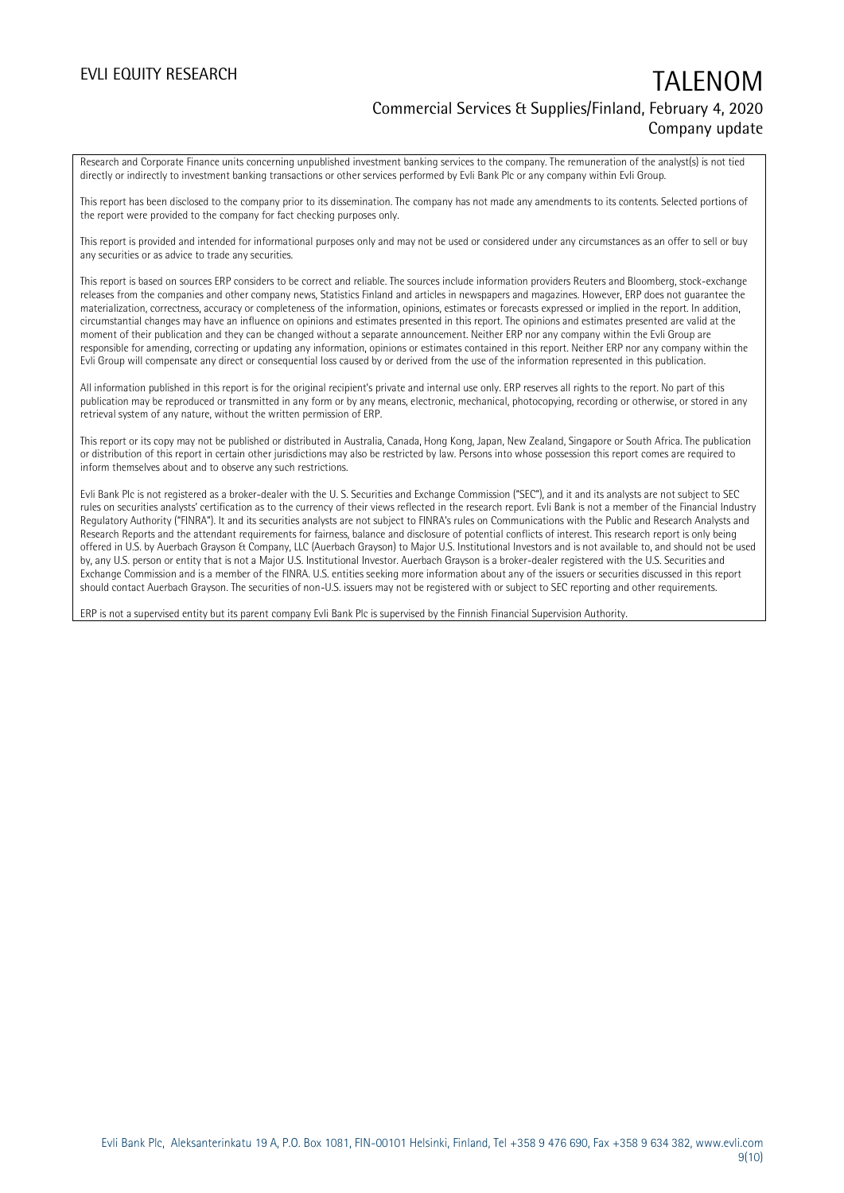Research and Corporate Finance units concerning unpublished investment banking services to the company. The remuneration of the analyst(s) is not tied directly or indirectly to investment banking transactions or other services performed by Evli Bank Plc or any company within Evli Group.

This report has been disclosed to the company prior to its dissemination. The company has not made any amendments to its contents. Selected portions of the report were provided to the company for fact checking purposes only.

This report is provided and intended for informational purposes only and may not be used or considered under any circumstances as an offer to sell or buy any securities or as advice to trade any securities.

This report is based on sources ERP considers to be correct and reliable. The sources include information providers Reuters and Bloomberg, stock-exchange releases from the companies and other company news, Statistics Finland and articles in newspapers and magazines. However, ERP does not guarantee the materialization, correctness, accuracy or completeness of the information, opinions, estimates or forecasts expressed or implied in the report. In addition, circumstantial changes may have an influence on opinions and estimates presented in this report. The opinions and estimates presented are valid at the moment of their publication and they can be changed without a separate announcement. Neither ERP nor any company within the Evli Group are responsible for amending, correcting or updating any information, opinions or estimates contained in this report. Neither ERP nor any company within the Evli Group will compensate any direct or consequential loss caused by or derived from the use of the information represented in this publication.

All information published in this report is for the original recipient's private and internal use only. ERP reserves all rights to the report. No part of this publication may be reproduced or transmitted in any form or by any means, electronic, mechanical, photocopying, recording or otherwise, or stored in any retrieval system of any nature, without the written permission of ERP.

This report or its copy may not be published or distributed in Australia, Canada, Hong Kong, Japan, New Zealand, Singapore or South Africa. The publication or distribution of this report in certain other jurisdictions may also be restricted by law. Persons into whose possession this report comes are required to inform themselves about and to observe any such restrictions.

Evli Bank Plc is not registered as a broker-dealer with the U. S. Securities and Exchange Commission ("SEC"), and it and its analysts are not subject to SEC rules on securities analysts' certification as to the currency of their views reflected in the research report. Evli Bank is not a member of the Financial Industry Regulatory Authority ("FINRA"). It and its securities analysts are not subject to FINRA's rules on Communications with the Public and Research Analysts and Research Reports and the attendant requirements for fairness, balance and disclosure of potential conflicts of interest. This research report is only being offered in U.S. by Auerbach Grayson & Company, LLC (Auerbach Grayson) to Major U.S. Institutional Investors and is not available to, and should not be used by, any U.S. person or entity that is not a Major U.S. Institutional Investor. Auerbach Grayson is a broker-dealer registered with the U.S. Securities and Exchange Commission and is a member of the FINRA. U.S. entities seeking more information about any of the issuers or securities discussed in this report should contact Auerbach Grayson. The securities of non-U.S. issuers may not be registered with or subject to SEC reporting and other requirements.

ERP is not a supervised entity but its parent company Evli Bank Plc is supervised by the Finnish Financial Supervision Authority.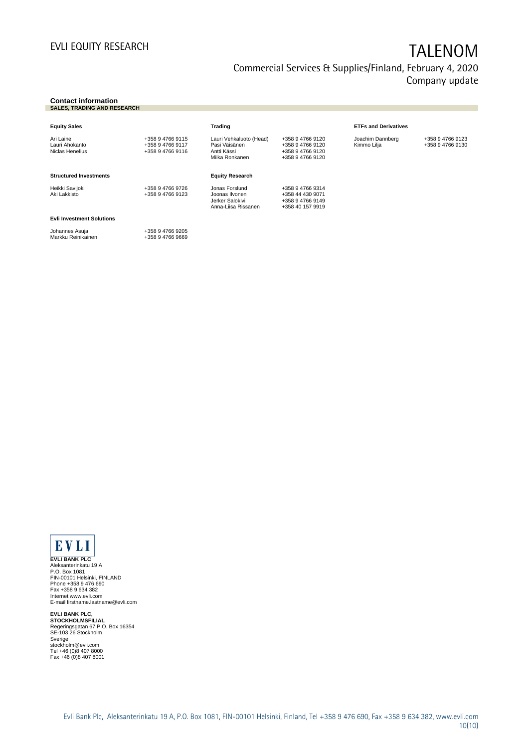## Contact information

**SALES, TRADING AND RESEARCH**

| **Equity Sales** | | **Trading** | | **ETFs and Derivatives** | |
|---|---|---|---|---|---|
| Ari Laine | +358 9 4766 9115 | Lauri Vehkaluoto (Head) | +358 9 4766 9120 | Joachim Dannberg | +358 9 4766 9123 |
| Lauri Ahokanto | +358 9 4766 9117 | Pasi Väisänen | +358 9 4766 9120 | Kimmo Lilja | +358 9 4766 9130 |
| Niclas Henelius | +358 9 4766 9116 | Antti Kässi | +358 9 4766 9120 | | |
| | | Miika Ronkanen | +358 9 4766 9120 | | |

| **Structured Investments** | | **Equity Research** | |
|---|---|---|---|
| Heikki Savijoki | +358 9 4766 9726 | Jonas Forslund | +358 9 4766 9314 |
| Aki Lakkisto | +358 9 4766 9123 | Joonas Ilvonen | +358 44 430 9071 |
| | | Jerker Salokivi | +358 9 4766 9149 |
| | | Anna-Liisa Rissanen | +358 40 157 9919 |

| **Evli Investment Solutions** | |
|---|---|
| Johannes Asuja | +358 9 4766 9205 |
| Markku Reinikainen | +358 9 4766 9669 |

**EVLI BANK PLC**
Aleksanterinkatu 19 A
P.O. Box 1081
FIN-00101 Helsinki, FINLAND
Phone +358 9 476 690
Fax +358 9 634 382
Internet www.evli.com
E-mail firstname.lastname@evli.com

**EVLI BANK PLC, STOCKHOLMSFILIAL**
Regeringsgatan 67 P.O. Box 16354
SE-103 26 Stockholm
Sverige
stockholm@evli.com
Tel +46 (0)8 407 8000
Fax +46 (0)8 407 8001